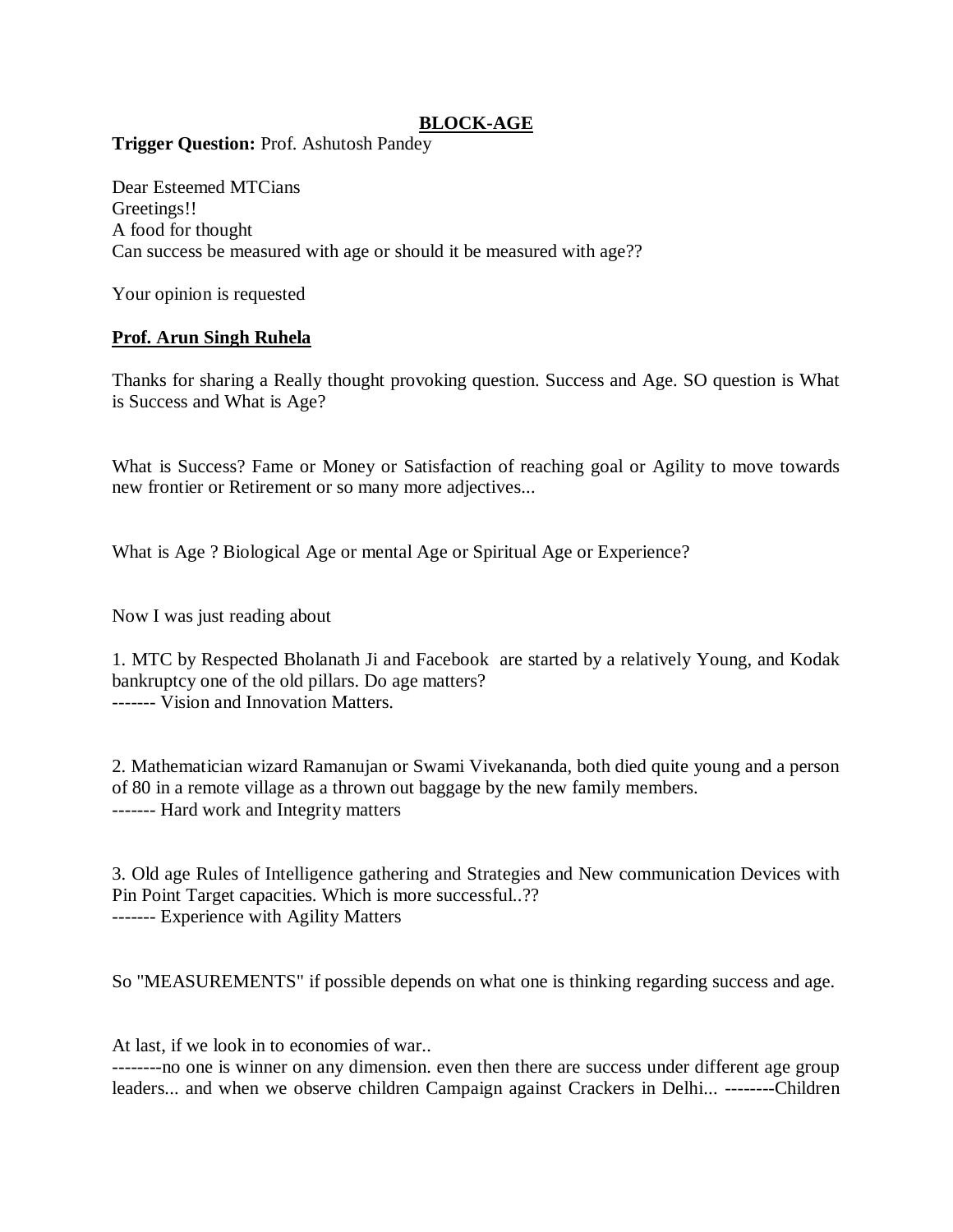# BLOCK-AGE

**Trigger Question:** Prof. Ashutosh Pandey

Dear Esteemed MTCians
Greetings!!
A food for thought
Can success be measured with age or should it be measured with age??

Your opinion is requested

## Prof. Arun Singh Ruhela

Thanks for sharing a Really thought provoking question. Success and Age. SO question is What is Success and What is Age?

What is Success? Fame or Money or Satisfaction of reaching goal or Agility to move towards new frontier or Retirement or so many more adjectives...

What is Age ? Biological Age or mental Age or Spiritual Age or Experience?

Now I was just reading about

1. MTC by Respected Bholanath Ji and Facebook are started by a relatively Young, and Kodak bankruptcy one of the old pillars. Do age matters?
------- Vision and Innovation Matters.

2. Mathematician wizard Ramanujan or Swami Vivekananda, both died quite young and a person of 80 in a remote village as a thrown out baggage by the new family members.
------- Hard work and Integrity matters

3. Old age Rules of Intelligence gathering and Strategies and New communication Devices with Pin Point Target capacities. Which is more successful..??
------- Experience with Agility Matters

So "MEASUREMENTS" if possible depends on what one is thinking regarding success and age.

At last, if we look in to economies of war..
--------no one is winner on any dimension. even then there are success under different age group leaders... and when we observe children Campaign against Crackers in Delhi... --------Children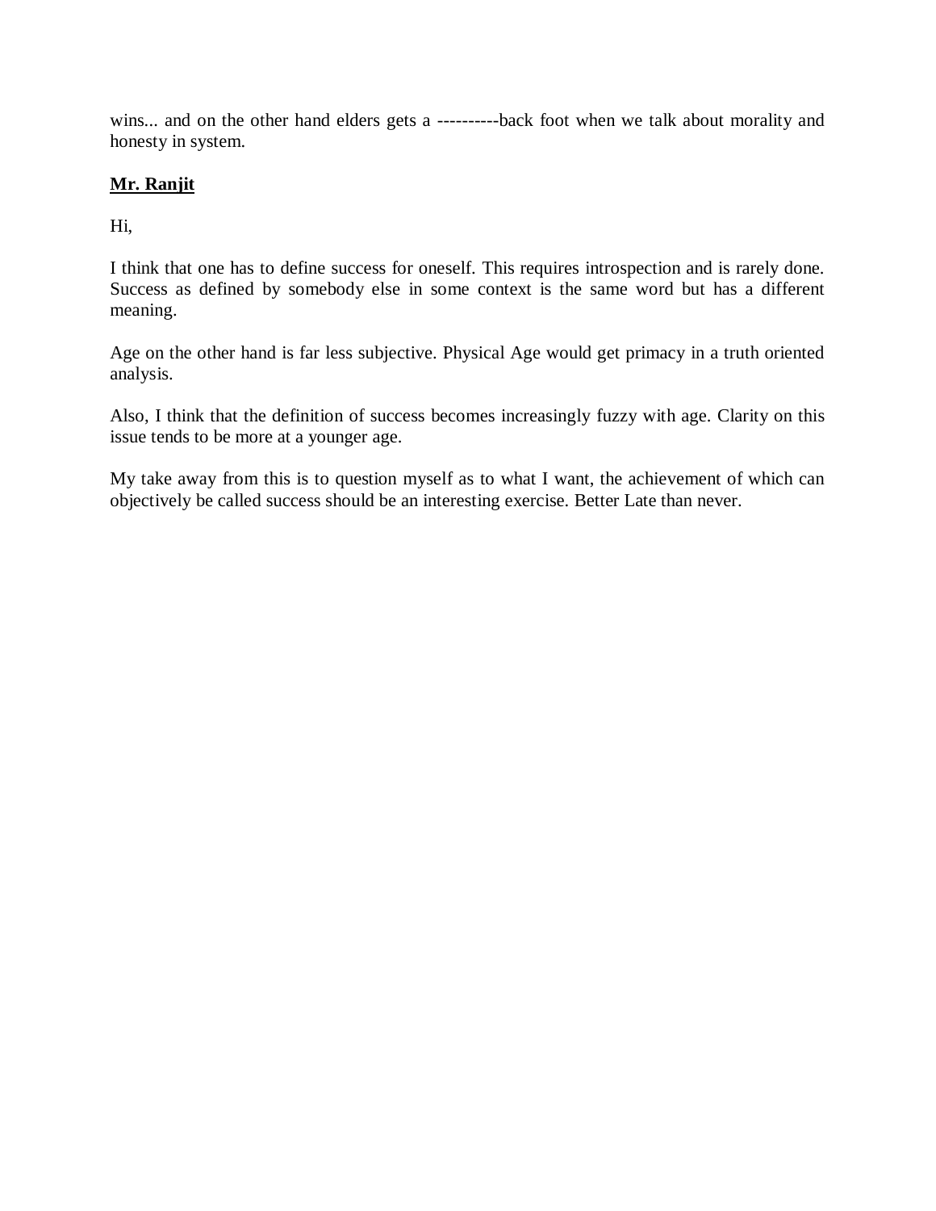wins... and on the other hand elders gets a ----------back foot when we talk about morality and honesty in system.

**Mr. Ranjit**

Hi,

I think that one has to define success for oneself. This requires introspection and is rarely done. Success as defined by somebody else in some context is the same word but has a different meaning.

Age on the other hand is far less subjective. Physical Age would get primacy in a truth oriented analysis.

Also, I think that the definition of success becomes increasingly fuzzy with age. Clarity on this issue tends to be more at a younger age.

My take away from this is to question myself as to what I want, the achievement of which can objectively be called success should be an interesting exercise. Better Late than never.